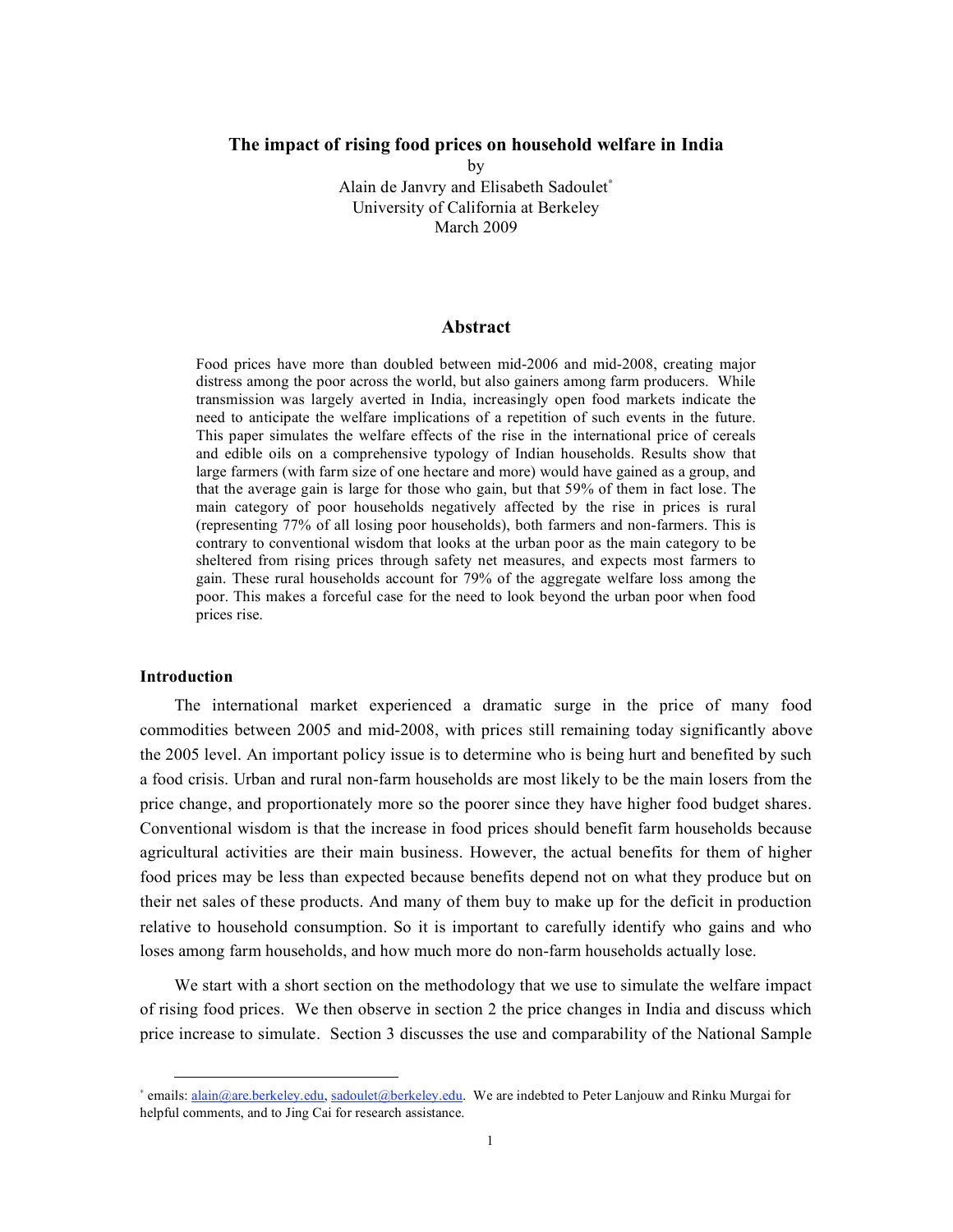# The impact of rising food prices on household welfare in India

by

Alain de Janvry and Elisabeth Sadoulet[*]

University of California at Berkeley

March 2009

## Abstract

Food prices have more than doubled between mid-2006 and mid-2008, creating major distress among the poor across the world, but also gainers among farm producers. While transmission was largely averted in India, increasingly open food markets indicate the need to anticipate the welfare implications of a repetition of such events in the future. This paper simulates the welfare effects of the rise in the international price of cereals and edible oils on a comprehensive typology of Indian households. Results show that large farmers (with farm size of one hectare and more) would have gained as a group, and that the average gain is large for those who gain, but that 59% of them in fact lose. The main category of poor households negatively affected by the rise in prices is rural (representing 77% of all losing poor households), both farmers and non-farmers. This is contrary to conventional wisdom that looks at the urban poor as the main category to be sheltered from rising prices through safety net measures, and expects most farmers to gain. These rural households account for 79% of the aggregate welfare loss among the poor. This makes a forceful case for the need to look beyond the urban poor when food prices rise.

## Introduction

The international market experienced a dramatic surge in the price of many food commodities between 2005 and mid-2008, with prices still remaining today significantly above the 2005 level. An important policy issue is to determine who is being hurt and benefited by such a food crisis. Urban and rural non-farm households are most likely to be the main losers from the price change, and proportionately more so the poorer since they have higher food budget shares. Conventional wisdom is that the increase in food prices should benefit farm households because agricultural activities are their main business. However, the actual benefits for them of higher food prices may be less than expected because benefits depend not on what they produce but on their net sales of these products. And many of them buy to make up for the deficit in production relative to household consumption. So it is important to carefully identify who gains and who loses among farm households, and how much more do non-farm households actually lose.

We start with a short section on the methodology that we use to simulate the welfare impact of rising food prices. We then observe in section 2 the price changes in India and discuss which price increase to simulate. Section 3 discusses the use and comparability of the National Sample

---

[*] emails: alain@are.berkeley.edu, sadoulet@berkeley.edu. We are indebted to Peter Lanjouw and Rinku Murgai for helpful comments, and to Jing Cai for research assistance.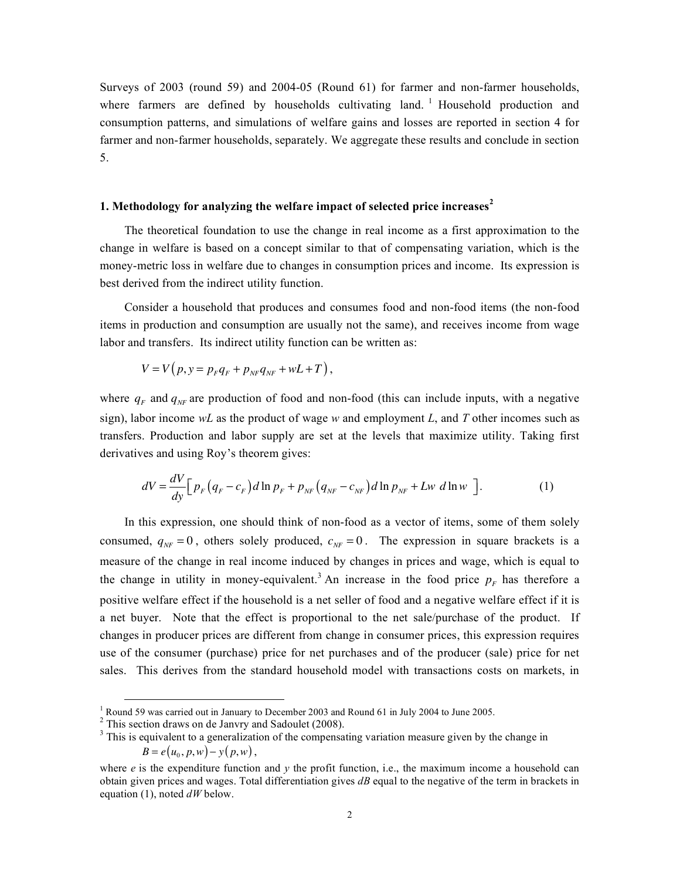Surveys of 2003 (round 59) and 2004-05 (Round 61) for farmer and non-farmer households, where farmers are defined by households cultivating land.[1] Household production and consumption patterns, and simulations of welfare gains and losses are reported in section 4 for farmer and non-farmer households, separately. We aggregate these results and conclude in section 5.

## 1. Methodology for analyzing the welfare impact of selected price increases[2]

The theoretical foundation to use the change in real income as a first approximation to the change in welfare is based on a concept similar to that of compensating variation, which is the money-metric loss in welfare due to changes in consumption prices and income. Its expression is best derived from the indirect utility function.

Consider a household that produces and consumes food and non-food items (the non-food items in production and consumption are usually not the same), and receives income from wage labor and transfers. Its indirect utility function can be written as:

$$V = V\left(p, y = p_F q_F + p_{NF} q_{NF} + wL + T\right),$$

where $q_F$ and $q_{NF}$ are production of food and non-food (this can include inputs, with a negative sign), labor income $wL$ as the product of wage $w$ and employment $L$, and $T$ other incomes such as transfers. Production and labor supply are set at the levels that maximize utility. Taking first derivatives and using Roy's theorem gives:

$$dV = \frac{dV}{dy}\left[ p_F\left(q_F - c_F\right) d\ln p_F + p_{NF}\left(q_{NF} - c_{NF}\right) d\ln p_{NF} + Lw \; d\ln w \right]. \tag{1}$$

In this expression, one should think of non-food as a vector of items, some of them solely consumed, $q_{NF} = 0$, others solely produced, $c_{NF} = 0$. The expression in square brackets is a measure of the change in real income induced by changes in prices and wage, which is equal to the change in utility in money-equivalent.[3] An increase in the food price $p_F$ has therefore a positive welfare effect if the household is a net seller of food and a negative welfare effect if it is a net buyer. Note that the effect is proportional to the net sale/purchase of the product. If changes in producer prices are different from change in consumer prices, this expression requires use of the consumer (purchase) price for net purchases and of the producer (sale) price for net sales. This derives from the standard household model with transactions costs on markets, in

---

[1] Round 59 was carried out in January to December 2003 and Round 61 in July 2004 to June 2005.

[2] This section draws on de Janvry and Sadoulet (2008).

[3] This is equivalent to a generalization of the compensating variation measure given by the change in

$$B = e\left(u_0, p, w\right) - y\left(p, w\right),$$

where $e$ is the expenditure function and $y$ the profit function, i.e., the maximum income a household can obtain given prices and wages. Total differentiation gives $dB$ equal to the negative of the term in brackets in equation (1), noted $dW$ below.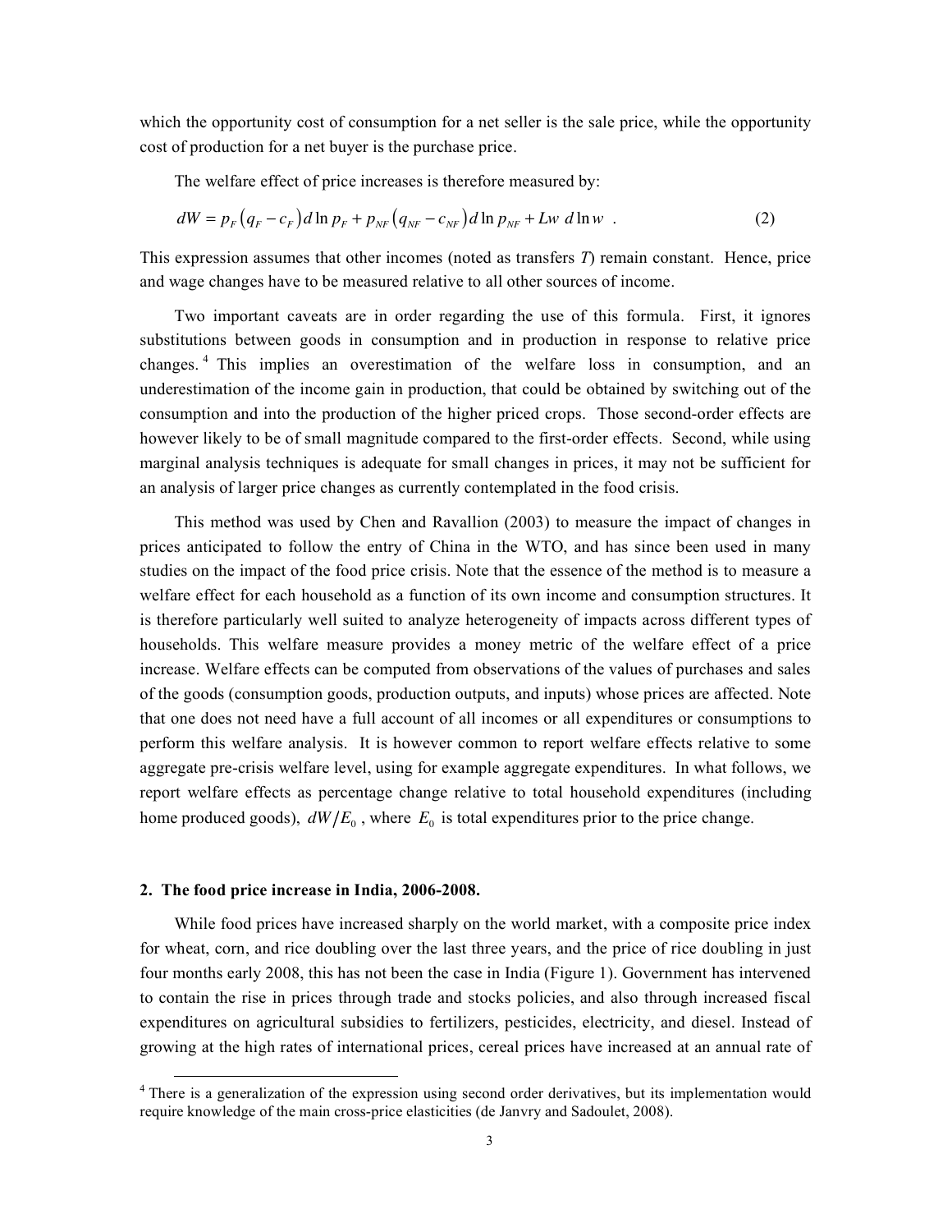which the opportunity cost of consumption for a net seller is the sale price, while the opportunity cost of production for a net buyer is the purchase price.

The welfare effect of price increases is therefore measured by:

$$dW = p_F\left(q_F - c_F\right)d\ln p_F + p_{NF}\left(q_{NF} - c_{NF}\right)d\ln p_{NF} + Lw\ d\ln w \quad . \tag{2}$$

This expression assumes that other incomes (noted as transfers $T$) remain constant. Hence, price and wage changes have to be measured relative to all other sources of income.

Two important caveats are in order regarding the use of this formula. First, it ignores substitutions between goods in consumption and in production in response to relative price changes.[4] This implies an overestimation of the welfare loss in consumption, and an underestimation of the income gain in production, that could be obtained by switching out of the consumption and into the production of the higher priced crops. Those second-order effects are however likely to be of small magnitude compared to the first-order effects. Second, while using marginal analysis techniques is adequate for small changes in prices, it may not be sufficient for an analysis of larger price changes as currently contemplated in the food crisis.

This method was used by Chen and Ravallion (2003) to measure the impact of changes in prices anticipated to follow the entry of China in the WTO, and has since been used in many studies on the impact of the food price crisis. Note that the essence of the method is to measure a welfare effect for each household as a function of its own income and consumption structures. It is therefore particularly well suited to analyze heterogeneity of impacts across different types of households. This welfare measure provides a money metric of the welfare effect of a price increase. Welfare effects can be computed from observations of the values of purchases and sales of the goods (consumption goods, production outputs, and inputs) whose prices are affected. Note that one does not need have a full account of all incomes or all expenditures or consumptions to perform this welfare analysis. It is however common to report welfare effects relative to some aggregate pre-crisis welfare level, using for example aggregate expenditures. In what follows, we report welfare effects as percentage change relative to total household expenditures (including home produced goods), $dW/E_0$ , where $E_0$ is total expenditures prior to the price change.

## 2. The food price increase in India, 2006-2008.

While food prices have increased sharply on the world market, with a composite price index for wheat, corn, and rice doubling over the last three years, and the price of rice doubling in just four months early 2008, this has not been the case in India (Figure 1). Government has intervened to contain the rise in prices through trade and stocks policies, and also through increased fiscal expenditures on agricultural subsidies to fertilizers, pesticides, electricity, and diesel. Instead of growing at the high rates of international prices, cereal prices have increased at an annual rate of

[4] There is a generalization of the expression using second order derivatives, but its implementation would require knowledge of the main cross-price elasticities (de Janvry and Sadoulet, 2008).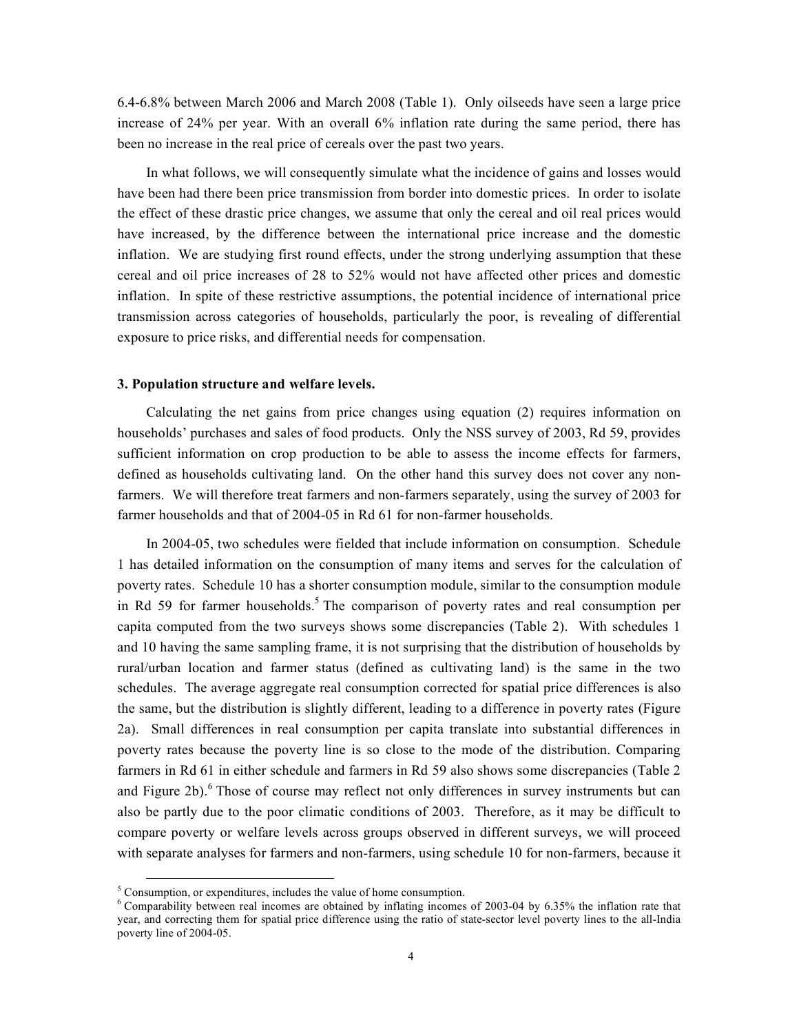6.4-6.8% between March 2006 and March 2008 (Table 1). Only oilseeds have seen a large price increase of 24% per year. With an overall 6% inflation rate during the same period, there has been no increase in the real price of cereals over the past two years.

In what follows, we will consequently simulate what the incidence of gains and losses would have been had there been price transmission from border into domestic prices. In order to isolate the effect of these drastic price changes, we assume that only the cereal and oil real prices would have increased, by the difference between the international price increase and the domestic inflation. We are studying first round effects, under the strong underlying assumption that these cereal and oil price increases of 28 to 52% would not have affected other prices and domestic inflation. In spite of these restrictive assumptions, the potential incidence of international price transmission across categories of households, particularly the poor, is revealing of differential exposure to price risks, and differential needs for compensation.

### 3. Population structure and welfare levels.

Calculating the net gains from price changes using equation (2) requires information on households' purchases and sales of food products. Only the NSS survey of 2003, Rd 59, provides sufficient information on crop production to be able to assess the income effects for farmers, defined as households cultivating land. On the other hand this survey does not cover any non-farmers. We will therefore treat farmers and non-farmers separately, using the survey of 2003 for farmer households and that of 2004-05 in Rd 61 for non-farmer households.

In 2004-05, two schedules were fielded that include information on consumption. Schedule 1 has detailed information on the consumption of many items and serves for the calculation of poverty rates. Schedule 10 has a shorter consumption module, similar to the consumption module in Rd 59 for farmer households.[5] The comparison of poverty rates and real consumption per capita computed from the two surveys shows some discrepancies (Table 2). With schedules 1 and 10 having the same sampling frame, it is not surprising that the distribution of households by rural/urban location and farmer status (defined as cultivating land) is the same in the two schedules. The average aggregate real consumption corrected for spatial price differences is also the same, but the distribution is slightly different, leading to a difference in poverty rates (Figure 2a). Small differences in real consumption per capita translate into substantial differences in poverty rates because the poverty line is so close to the mode of the distribution. Comparing farmers in Rd 61 in either schedule and farmers in Rd 59 also shows some discrepancies (Table 2 and Figure 2b).[6] Those of course may reflect not only differences in survey instruments but can also be partly due to the poor climatic conditions of 2003. Therefore, as it may be difficult to compare poverty or welfare levels across groups observed in different surveys, we will proceed with separate analyses for farmers and non-farmers, using schedule 10 for non-farmers, because it

---

[5] Consumption, or expenditures, includes the value of home consumption.

[6] Comparability between real incomes are obtained by inflating incomes of 2003-04 by 6.35% the inflation rate that year, and correcting them for spatial price difference using the ratio of state-sector level poverty lines to the all-India poverty line of 2004-05.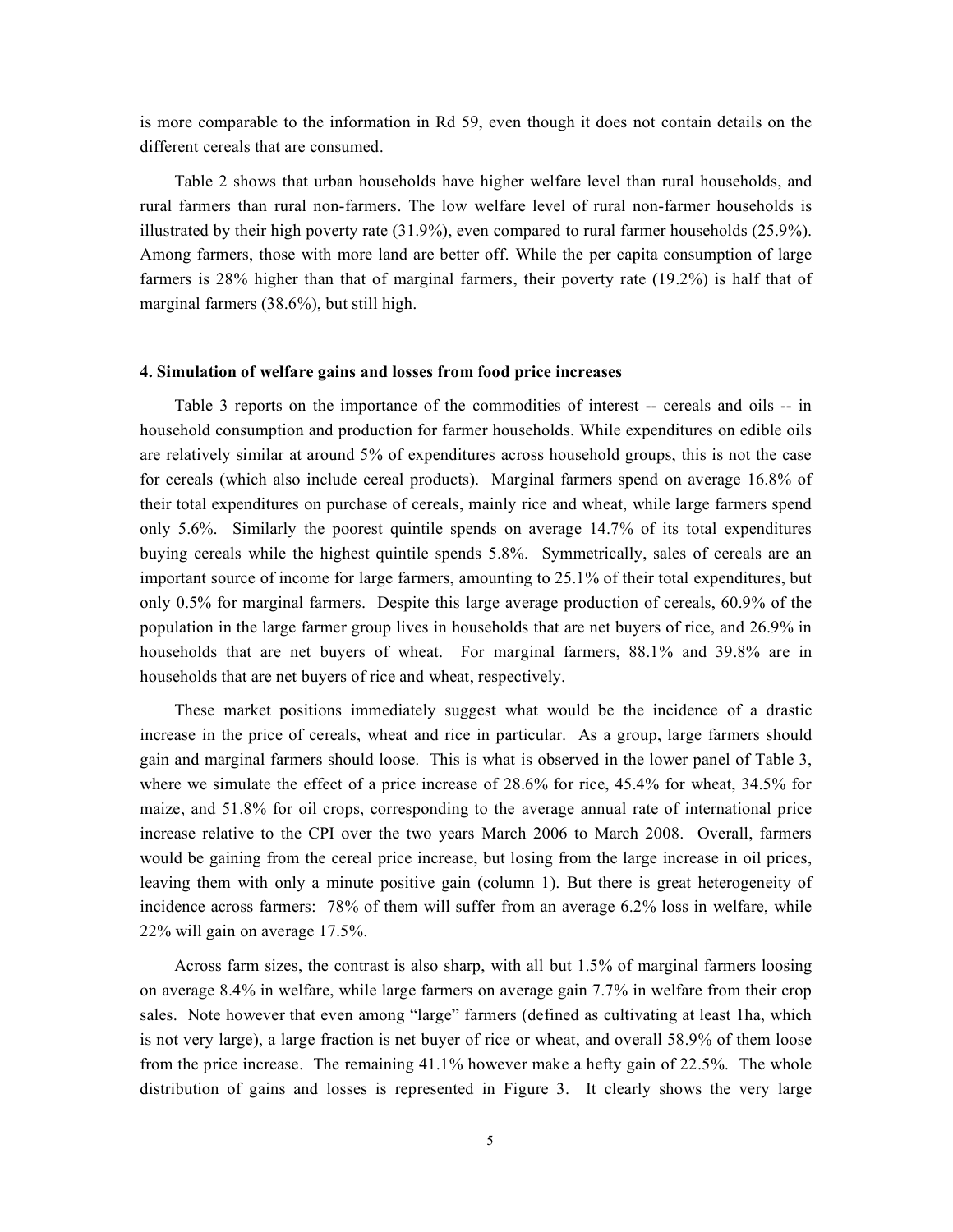is more comparable to the information in Rd 59, even though it does not contain details on the different cereals that are consumed.

Table 2 shows that urban households have higher welfare level than rural households, and rural farmers than rural non-farmers. The low welfare level of rural non-farmer households is illustrated by their high poverty rate (31.9%), even compared to rural farmer households (25.9%). Among farmers, those with more land are better off. While the per capita consumption of large farmers is 28% higher than that of marginal farmers, their poverty rate (19.2%) is half that of marginal farmers (38.6%), but still high.

### 4. Simulation of welfare gains and losses from food price increases

Table 3 reports on the importance of the commodities of interest -- cereals and oils -- in household consumption and production for farmer households. While expenditures on edible oils are relatively similar at around 5% of expenditures across household groups, this is not the case for cereals (which also include cereal products). Marginal farmers spend on average 16.8% of their total expenditures on purchase of cereals, mainly rice and wheat, while large farmers spend only 5.6%. Similarly the poorest quintile spends on average 14.7% of its total expenditures buying cereals while the highest quintile spends 5.8%. Symmetrically, sales of cereals are an important source of income for large farmers, amounting to 25.1% of their total expenditures, but only 0.5% for marginal farmers. Despite this large average production of cereals, 60.9% of the population in the large farmer group lives in households that are net buyers of rice, and 26.9% in households that are net buyers of wheat. For marginal farmers, 88.1% and 39.8% are in households that are net buyers of rice and wheat, respectively.

These market positions immediately suggest what would be the incidence of a drastic increase in the price of cereals, wheat and rice in particular. As a group, large farmers should gain and marginal farmers should loose. This is what is observed in the lower panel of Table 3, where we simulate the effect of a price increase of 28.6% for rice, 45.4% for wheat, 34.5% for maize, and 51.8% for oil crops, corresponding to the average annual rate of international price increase relative to the CPI over the two years March 2006 to March 2008. Overall, farmers would be gaining from the cereal price increase, but losing from the large increase in oil prices, leaving them with only a minute positive gain (column 1). But there is great heterogeneity of incidence across farmers: 78% of them will suffer from an average 6.2% loss in welfare, while 22% will gain on average 17.5%.

Across farm sizes, the contrast is also sharp, with all but 1.5% of marginal farmers loosing on average 8.4% in welfare, while large farmers on average gain 7.7% in welfare from their crop sales. Note however that even among "large" farmers (defined as cultivating at least 1ha, which is not very large), a large fraction is net buyer of rice or wheat, and overall 58.9% of them loose from the price increase. The remaining 41.1% however make a hefty gain of 22.5%. The whole distribution of gains and losses is represented in Figure 3. It clearly shows the very large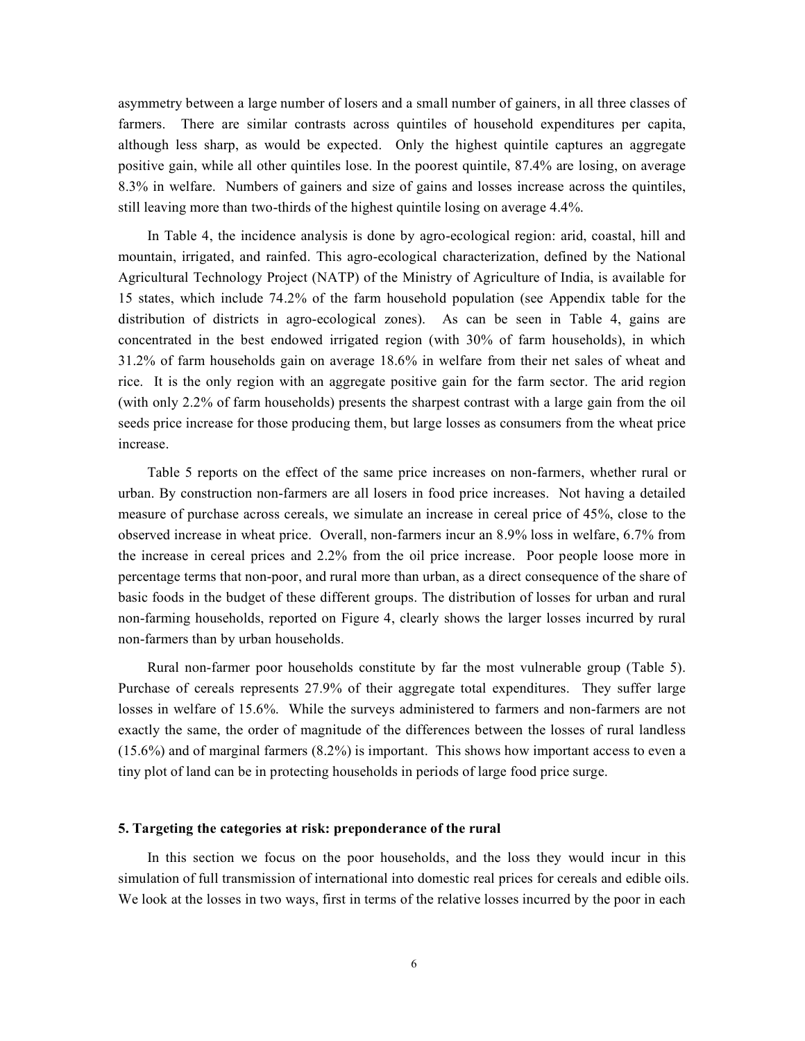asymmetry between a large number of losers and a small number of gainers, in all three classes of farmers. There are similar contrasts across quintiles of household expenditures per capita, although less sharp, as would be expected. Only the highest quintile captures an aggregate positive gain, while all other quintiles lose. In the poorest quintile, 87.4% are losing, on average 8.3% in welfare. Numbers of gainers and size of gains and losses increase across the quintiles, still leaving more than two-thirds of the highest quintile losing on average 4.4%.

In Table 4, the incidence analysis is done by agro-ecological region: arid, coastal, hill and mountain, irrigated, and rainfed. This agro-ecological characterization, defined by the National Agricultural Technology Project (NATP) of the Ministry of Agriculture of India, is available for 15 states, which include 74.2% of the farm household population (see Appendix table for the distribution of districts in agro-ecological zones). As can be seen in Table 4, gains are concentrated in the best endowed irrigated region (with 30% of farm households), in which 31.2% of farm households gain on average 18.6% in welfare from their net sales of wheat and rice. It is the only region with an aggregate positive gain for the farm sector. The arid region (with only 2.2% of farm households) presents the sharpest contrast with a large gain from the oil seeds price increase for those producing them, but large losses as consumers from the wheat price increase.

Table 5 reports on the effect of the same price increases on non-farmers, whether rural or urban. By construction non-farmers are all losers in food price increases. Not having a detailed measure of purchase across cereals, we simulate an increase in cereal price of 45%, close to the observed increase in wheat price. Overall, non-farmers incur an 8.9% loss in welfare, 6.7% from the increase in cereal prices and 2.2% from the oil price increase. Poor people loose more in percentage terms that non-poor, and rural more than urban, as a direct consequence of the share of basic foods in the budget of these different groups. The distribution of losses for urban and rural non-farming households, reported on Figure 4, clearly shows the larger losses incurred by rural non-farmers than by urban households.

Rural non-farmer poor households constitute by far the most vulnerable group (Table 5). Purchase of cereals represents 27.9% of their aggregate total expenditures. They suffer large losses in welfare of 15.6%. While the surveys administered to farmers and non-farmers are not exactly the same, the order of magnitude of the differences between the losses of rural landless (15.6%) and of marginal farmers (8.2%) is important. This shows how important access to even a tiny plot of land can be in protecting households in periods of large food price surge.

## 5. Targeting the categories at risk: preponderance of the rural

In this section we focus on the poor households, and the loss they would incur in this simulation of full transmission of international into domestic real prices for cereals and edible oils. We look at the losses in two ways, first in terms of the relative losses incurred by the poor in each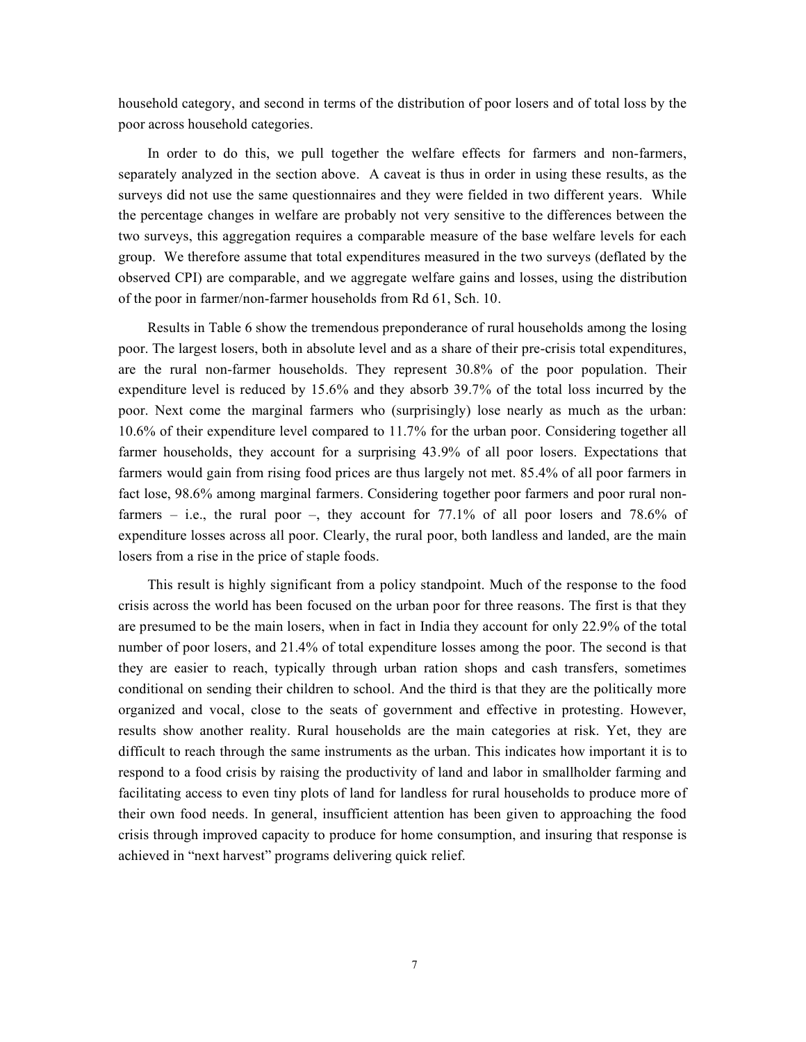household category, and second in terms of the distribution of poor losers and of total loss by the poor across household categories.

In order to do this, we pull together the welfare effects for farmers and non-farmers, separately analyzed in the section above. A caveat is thus in order in using these results, as the surveys did not use the same questionnaires and they were fielded in two different years. While the percentage changes in welfare are probably not very sensitive to the differences between the two surveys, this aggregation requires a comparable measure of the base welfare levels for each group. We therefore assume that total expenditures measured in the two surveys (deflated by the observed CPI) are comparable, and we aggregate welfare gains and losses, using the distribution of the poor in farmer/non-farmer households from Rd 61, Sch. 10.

Results in Table 6 show the tremendous preponderance of rural households among the losing poor. The largest losers, both in absolute level and as a share of their pre-crisis total expenditures, are the rural non-farmer households. They represent 30.8% of the poor population. Their expenditure level is reduced by 15.6% and they absorb 39.7% of the total loss incurred by the poor. Next come the marginal farmers who (surprisingly) lose nearly as much as the urban: 10.6% of their expenditure level compared to 11.7% for the urban poor. Considering together all farmer households, they account for a surprising 43.9% of all poor losers. Expectations that farmers would gain from rising food prices are thus largely not met. 85.4% of all poor farmers in fact lose, 98.6% among marginal farmers. Considering together poor farmers and poor rural non-farmers – i.e., the rural poor –, they account for 77.1% of all poor losers and 78.6% of expenditure losses across all poor. Clearly, the rural poor, both landless and landed, are the main losers from a rise in the price of staple foods.

This result is highly significant from a policy standpoint. Much of the response to the food crisis across the world has been focused on the urban poor for three reasons. The first is that they are presumed to be the main losers, when in fact in India they account for only 22.9% of the total number of poor losers, and 21.4% of total expenditure losses among the poor. The second is that they are easier to reach, typically through urban ration shops and cash transfers, sometimes conditional on sending their children to school. And the third is that they are the politically more organized and vocal, close to the seats of government and effective in protesting. However, results show another reality. Rural households are the main categories at risk. Yet, they are difficult to reach through the same instruments as the urban. This indicates how important it is to respond to a food crisis by raising the productivity of land and labor in smallholder farming and facilitating access to even tiny plots of land for landless for rural households to produce more of their own food needs. In general, insufficient attention has been given to approaching the food crisis through improved capacity to produce for home consumption, and insuring that response is achieved in "next harvest" programs delivering quick relief.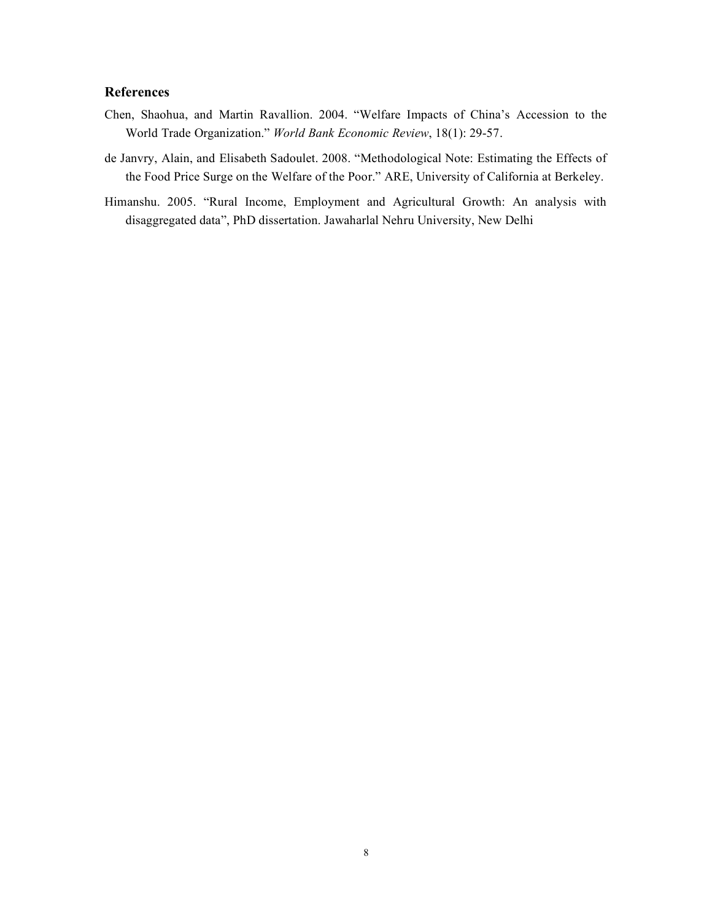## References

Chen, Shaohua, and Martin Ravallion. 2004. "Welfare Impacts of China's Accession to the World Trade Organization." *World Bank Economic Review*, 18(1): 29-57.

de Janvry, Alain, and Elisabeth Sadoulet. 2008. "Methodological Note: Estimating the Effects of the Food Price Surge on the Welfare of the Poor." ARE, University of California at Berkeley.

Himanshu. 2005. "Rural Income, Employment and Agricultural Growth: An analysis with disaggregated data", PhD dissertation. Jawaharlal Nehru University, New Delhi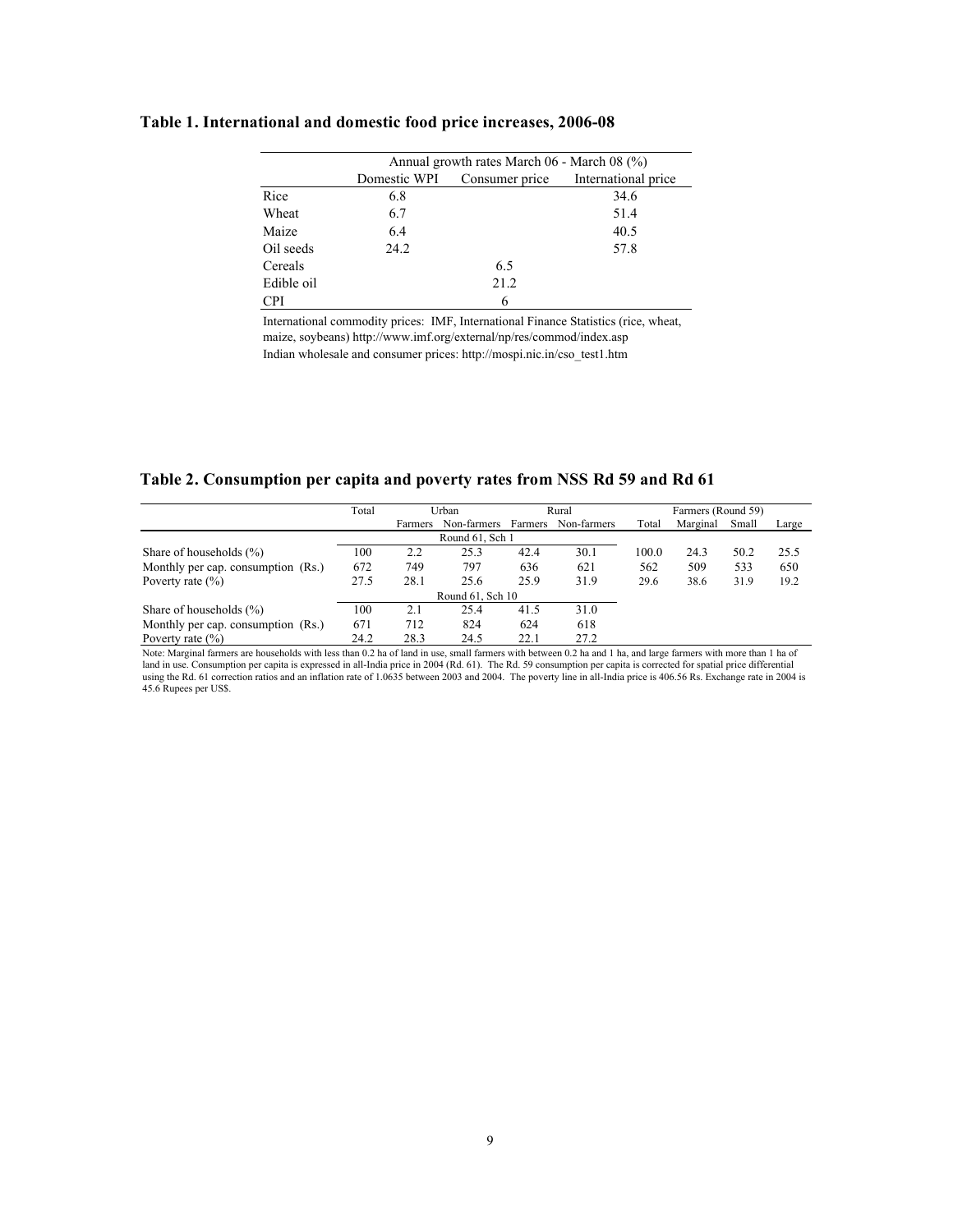**Table 1. International and domestic food price increases, 2006-08**

| | Annual growth rates March 06 - March 08 (%) | | |
|---|---|---|---|
| | Domestic WPI | Consumer price | International price |
| Rice | 6.8 | | 34.6 |
| Wheat | 6.7 | | 51.4 |
| Maize | 6.4 | | 40.5 |
| Oil seeds | 24.2 | | 57.8 |
| Cereals | | 6.5 | |
| Edible oil | | 21.2 | |
| CPI | | 6 | |

International commodity prices: IMF, International Finance Statistics (rice, wheat, maize, soybeans) http://www.imf.org/external/np/res/commod/index.asp
Indian wholesale and consumer prices: http://mospi.nic.in/cso_test1.htm

**Table 2. Consumption per capita and poverty rates from NSS Rd 59 and Rd 61**

| | Total | Urban | | Rural | | Farmers (Round 59) | | | |
|---|---|---|---|---|---|---|---|---|---|
| | | Farmers | Non-farmers | Farmers | Non-farmers | Total | Marginal | Small | Large |
| | Round 61, Sch 1 | | | | | | | | |
| Share of households (%) | 100 | 2.2 | 25.3 | 42.4 | 30.1 | 100.0 | 24.3 | 50.2 | 25.5 |
| Monthly per cap. consumption (Rs.) | 672 | 749 | 797 | 636 | 621 | 562 | 509 | 533 | 650 |
| Poverty rate (%) | 27.5 | 28.1 | 25.6 | 25.9 | 31.9 | 29.6 | 38.6 | 31.9 | 19.2 |
| | Round 61, Sch 10 | | | | | | | | |
| Share of households (%) | 100 | 2.1 | 25.4 | 41.5 | 31.0 | | | | |
| Monthly per cap. consumption (Rs.) | 671 | 712 | 824 | 624 | 618 | | | | |
| Poverty rate (%) | 24.2 | 28.3 | 24.5 | 22.1 | 27.2 | | | | |

Note: Marginal farmers are households with less than 0.2 ha of land in use, small farmers with between 0.2 ha and 1 ha, and large farmers with more than 1 ha of land in use. Consumption per capita is expressed in all-India price in 2004 (Rd. 61). The Rd. 59 consumption per capita is corrected for spatial price differential using the Rd. 61 correction ratios and an inflation rate of 1.0635 between 2003 and 2004. The poverty line in all-India price is 406.56 Rs. Exchange rate in 2004 is 45.6 Rupees per US$.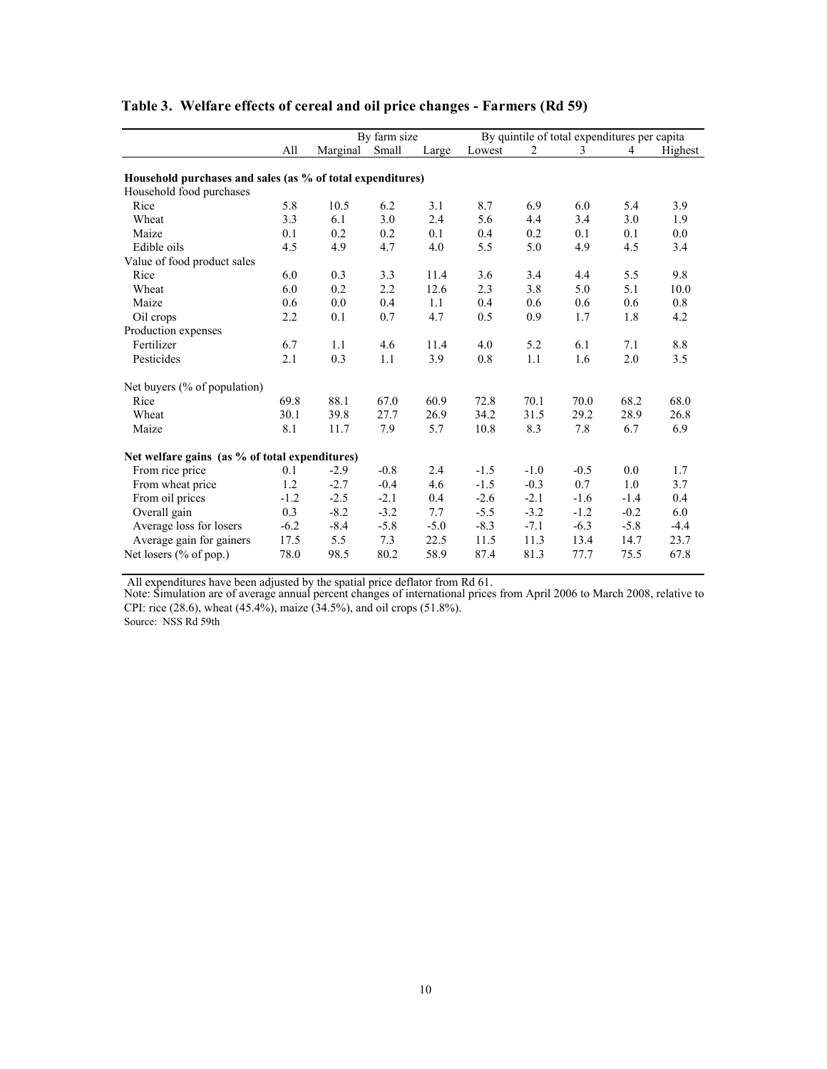### Table 3. Welfare effects of cereal and oil price changes - Farmers (Rd 59)

| | All | By farm size | | | By quintile of total expenditures per capita | | | | |
|---|---|---|---|---|---|---|---|---|---|
| | | Marginal | Small | Large | Lowest | 2 | 3 | 4 | Highest |
| **Household purchases and sales (as % of total expenditures)** | | | | | | | | | |
| Household food purchases | | | | | | | | | |
| Rice | 5.8 | 10.5 | 6.2 | 3.1 | 8.7 | 6.9 | 6.0 | 5.4 | 3.9 |
| Wheat | 3.3 | 6.1 | 3.0 | 2.4 | 5.6 | 4.4 | 3.4 | 3.0 | 1.9 |
| Maize | 0.1 | 0.2 | 0.2 | 0.1 | 0.4 | 0.2 | 0.1 | 0.1 | 0.0 |
| Edible oils | 4.5 | 4.9 | 4.7 | 4.0 | 5.5 | 5.0 | 4.9 | 4.5 | 3.4 |
| Value of food product sales | | | | | | | | | |
| Rice | 6.0 | 0.3 | 3.3 | 11.4 | 3.6 | 3.4 | 4.4 | 5.5 | 9.8 |
| Wheat | 6.0 | 0.2 | 2.2 | 12.6 | 2.3 | 3.8 | 5.0 | 5.1 | 10.0 |
| Maize | 0.6 | 0.0 | 0.4 | 1.1 | 0.4 | 0.6 | 0.6 | 0.6 | 0.8 |
| Oil crops | 2.2 | 0.1 | 0.7 | 4.7 | 0.5 | 0.9 | 1.7 | 1.8 | 4.2 |
| Production expenses | | | | | | | | | |
| Fertilizer | 6.7 | 1.1 | 4.6 | 11.4 | 4.0 | 5.2 | 6.1 | 7.1 | 8.8 |
| Pesticides | 2.1 | 0.3 | 1.1 | 3.9 | 0.8 | 1.1 | 1.6 | 2.0 | 3.5 |
| Net buyers (% of population) | | | | | | | | | |
| Rice | 69.8 | 88.1 | 67.0 | 60.9 | 72.8 | 70.1 | 70.0 | 68.2 | 68.0 |
| Wheat | 30.1 | 39.8 | 27.7 | 26.9 | 34.2 | 31.5 | 29.2 | 28.9 | 26.8 |
| Maize | 8.1 | 11.7 | 7.9 | 5.7 | 10.8 | 8.3 | 7.8 | 6.7 | 6.9 |
| **Net welfare gains (as % of total expenditures)** | | | | | | | | | |
| From rice price | 0.1 | -2.9 | -0.8 | 2.4 | -1.5 | -1.0 | -0.5 | 0.0 | 1.7 |
| From wheat price | 1.2 | -2.7 | -0.4 | 4.6 | -1.5 | -0.3 | 0.7 | 1.0 | 3.7 |
| From oil prices | -1.2 | -2.5 | -2.1 | 0.4 | -2.6 | -2.1 | -1.6 | -1.4 | 0.4 |
| Overall gain | 0.3 | -8.2 | -3.2 | 7.7 | -5.5 | -3.2 | -1.2 | -0.2 | 6.0 |
| Average loss for losers | -6.2 | -8.4 | -5.8 | -5.0 | -8.3 | -7.1 | -6.3 | -5.8 | -4.4 |
| Average gain for gainers | 17.5 | 5.5 | 7.3 | 22.5 | 11.5 | 11.3 | 13.4 | 14.7 | 23.7 |
| Net losers (% of pop.) | 78.0 | 98.5 | 80.2 | 58.9 | 87.4 | 81.3 | 77.7 | 75.5 | 67.8 |

All expenditures have been adjusted by the spatial price deflator from Rd 61.

Note: Simulation are of average annual percent changes of international prices from April 2006 to March 2008, relative to CPI: rice (28.6), wheat (45.4%), maize (34.5%), and oil crops (51.8%).

Source: NSS Rd 59th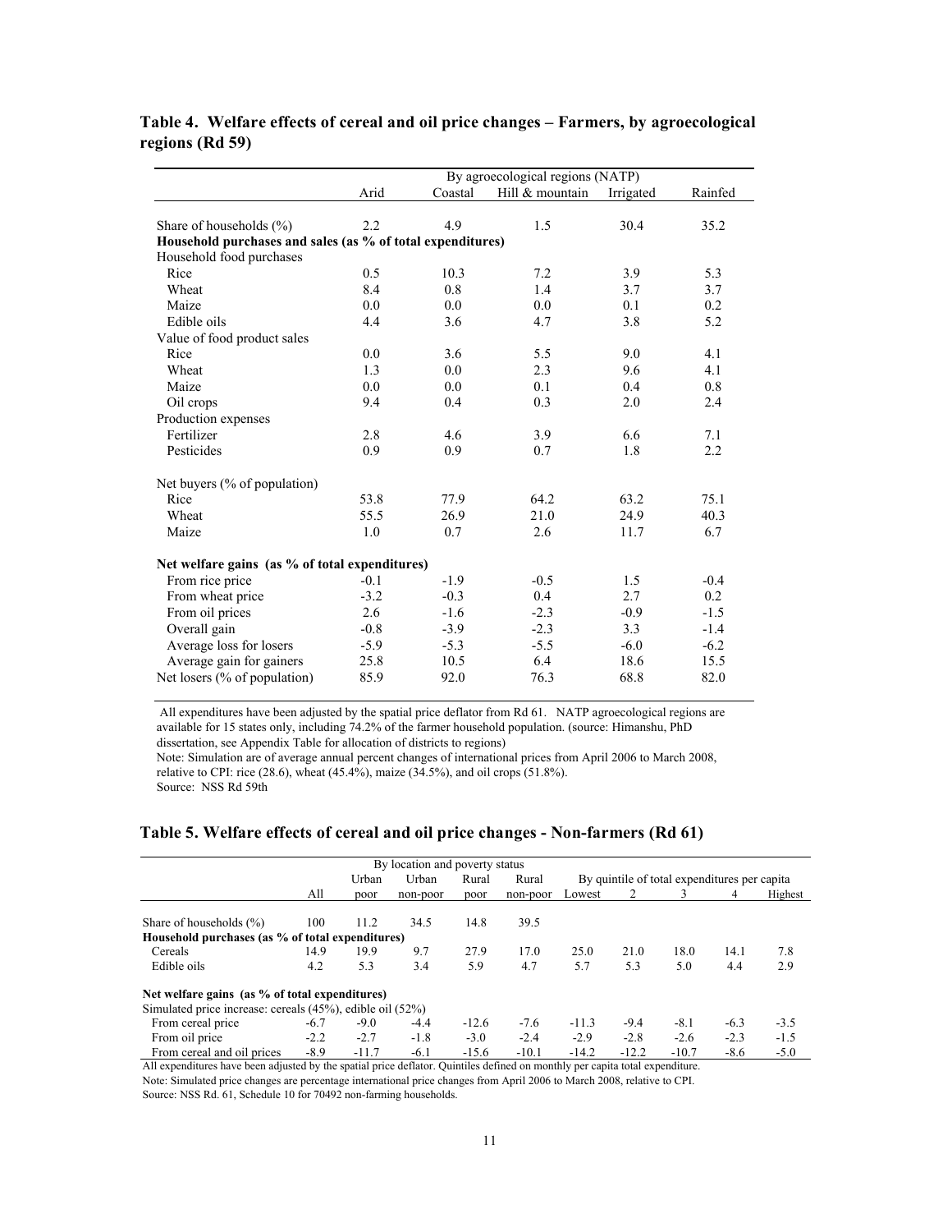## Table 4. Welfare effects of cereal and oil price changes – Farmers, by agroecological regions (Rd 59)

| | By agroecological regions (NATP) | | | | |
|---|---|---|---|---|---|
| | Arid | Coastal | Hill & mountain | Irrigated | Rainfed |
| Share of households (%) | 2.2 | 4.9 | 1.5 | 30.4 | 35.2 |
| **Household purchases and sales (as % of total expenditures)** | | | | | |
| Household food purchases | | | | | |
| Rice | 0.5 | 10.3 | 7.2 | 3.9 | 5.3 |
| Wheat | 8.4 | 0.8 | 1.4 | 3.7 | 3.7 |
| Maize | 0.0 | 0.0 | 0.0 | 0.1 | 0.2 |
| Edible oils | 4.4 | 3.6 | 4.7 | 3.8 | 5.2 |
| Value of food product sales | | | | | |
| Rice | 0.0 | 3.6 | 5.5 | 9.0 | 4.1 |
| Wheat | 1.3 | 0.0 | 2.3 | 9.6 | 4.1 |
| Maize | 0.0 | 0.0 | 0.1 | 0.4 | 0.8 |
| Oil crops | 9.4 | 0.4 | 0.3 | 2.0 | 2.4 |
| Production expenses | | | | | |
| Fertilizer | 2.8 | 4.6 | 3.9 | 6.6 | 7.1 |
| Pesticides | 0.9 | 0.9 | 0.7 | 1.8 | 2.2 |
| Net buyers (% of population) | | | | | |
| Rice | 53.8 | 77.9 | 64.2 | 63.2 | 75.1 |
| Wheat | 55.5 | 26.9 | 21.0 | 24.9 | 40.3 |
| Maize | 1.0 | 0.7 | 2.6 | 11.7 | 6.7 |
| **Net welfare gains (as % of total expenditures)** | | | | | |
| From rice price | -0.1 | -1.9 | -0.5 | 1.5 | -0.4 |
| From wheat price | -3.2 | -0.3 | 0.4 | 2.7 | 0.2 |
| From oil prices | 2.6 | -1.6 | -2.3 | -0.9 | -1.5 |
| Overall gain | -0.8 | -3.9 | -2.3 | 3.3 | -1.4 |
| Average loss for losers | -5.9 | -5.3 | -5.5 | -6.0 | -6.2 |
| Average gain for gainers | 25.8 | 10.5 | 6.4 | 18.6 | 15.5 |
| Net losers (% of population) | 85.9 | 92.0 | 76.3 | 68.8 | 82.0 |

All expenditures have been adjusted by the spatial price deflator from Rd 61. NATP agroecological regions are available for 15 states only, including 74.2% of the farmer household population. (source: Himanshu, PhD dissertation, see Appendix Table for allocation of districts to regions)

Note: Simulation are of average annual percent changes of international prices from April 2006 to March 2008, relative to CPI: rice (28.6), wheat (45.4%), maize (34.5%), and oil crops (51.8%).

Source: NSS Rd 59th

## Table 5. Welfare effects of cereal and oil price changes - Non-farmers (Rd 61)

| | By location and poverty status | | | | | By quintile of total expenditures per capita | | | | |
|---|---|---|---|---|---|---|---|---|---|---|
| | All | Urban poor | Urban non-poor | Rural poor | Rural non-poor | Lowest | 2 | 3 | 4 | Highest |
| Share of households (%) | 100 | 11.2 | 34.5 | 14.8 | 39.5 | | | | | |
| **Household purchases (as % of total expenditures)** | | | | | | | | | | |
| Cereals | 14.9 | 19.9 | 9.7 | 27.9 | 17.0 | 25.0 | 21.0 | 18.0 | 14.1 | 7.8 |
| Edible oils | 4.2 | 5.3 | 3.4 | 5.9 | 4.7 | 5.7 | 5.3 | 5.0 | 4.4 | 2.9 |
| **Net welfare gains (as % of total expenditures)** | | | | | | | | | | |
| Simulated price increase: cereals (45%), edible oil (52%) | | | | | | | | | | |
| From cereal price | -6.7 | -9.0 | -4.4 | -12.6 | -7.6 | -11.3 | -9.4 | -8.1 | -6.3 | -3.5 |
| From oil price | -2.2 | -2.7 | -1.8 | -3.0 | -2.4 | -2.9 | -2.8 | -2.6 | -2.3 | -1.5 |
| From cereal and oil prices | -8.9 | -11.7 | -6.1 | -15.6 | -10.1 | -14.2 | -12.2 | -10.7 | -8.6 | -5.0 |

All expenditures have been adjusted by the spatial price deflator. Quintiles defined on monthly per capita total expenditure.

Note: Simulated price changes are percentage international price changes from April 2006 to March 2008, relative to CPI.

Source: NSS Rd. 61, Schedule 10 for 70492 non-farming households.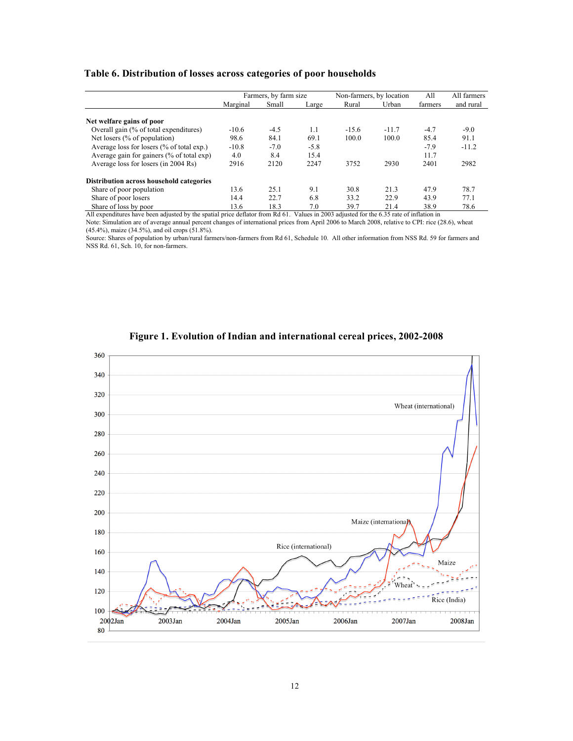**Table 6. Distribution of losses across categories of poor households**

| | Farmers, by farm size | | | Non-farmers, by location | | All | All farmers |
|---|---|---|---|---|---|---|---|
| | Marginal | Small | Large | Rural | Urban | farmers | and rural |
| **Net welfare gains of poor** | | | | | | | |
| Overall gain (% of total expenditures) | -10.6 | -4.5 | 1.1 | -15.6 | -11.7 | -4.7 | -9.0 |
| Net losers (% of population) | 98.6 | 84.1 | 69.1 | 100.0 | 100.0 | 85.4 | 91.1 |
| Average loss for losers (% of total exp.) | -10.8 | -7.0 | -5.8 | | | -7.9 | -11.2 |
| Average gain for gainers (% of total exp) | 4.0 | 8.4 | 15.4 | | | 11.7 | |
| Average loss for losers (in 2004 Rs) | 2916 | 2120 | 2247 | 3752 | 2930 | 2401 | 2982 |
| **Distribution across household categories** | | | | | | | |
| Share of poor population | 13.6 | 25.1 | 9.1 | 30.8 | 21.3 | 47.9 | 78.7 |
| Share of poor losers | 14.4 | 22.7 | 6.8 | 33.2 | 22.9 | 43.9 | 77.1 |
| Share of loss by poor | 13.6 | 18.3 | 7.0 | 39.7 | 21.4 | 38.9 | 78.6 |

All expenditures have been adjusted by the spatial price deflator from Rd 61. Values in 2003 adjusted for the 6.35 rate of inflation in

Note: Simulation are of average annual percent changes of international prices from April 2006 to March 2008, relative to CPI: rice (28.6), wheat (45.4%), maize (34.5%), and oil crops (51.8%).

Source: Shares of population by urban/rural farmers/non-farmers from Rd 61, Schedule 10. All other information from NSS Rd. 59 for farmers and NSS Rd. 61, Sch. 10, for non-farmers.

**Figure 1. Evolution of Indian and international cereal prices, 2002-2008**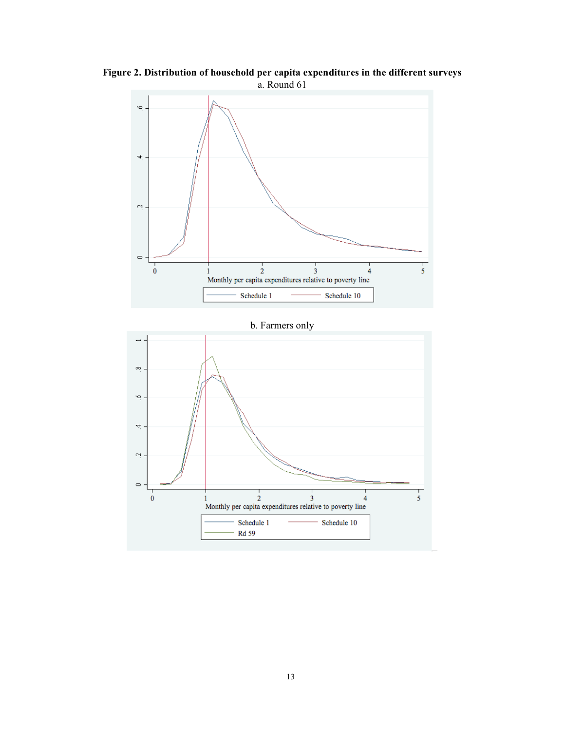**Figure 2. Distribution of household per capita expenditures in the different surveys**

a. Round 61

b. Farmers only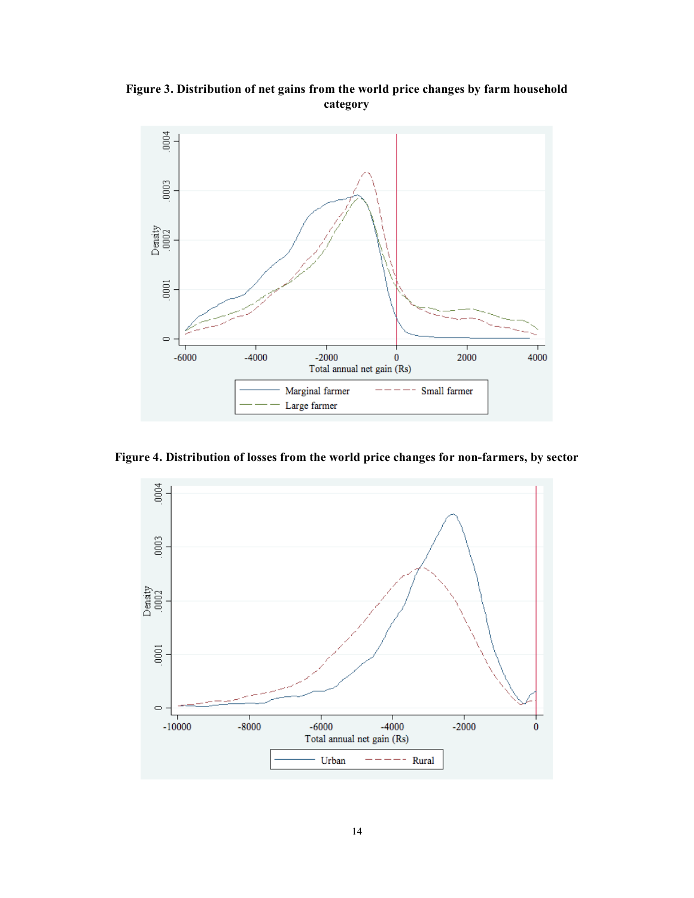**Figure 3. Distribution of net gains from the world price changes by farm household category**

**Figure 4. Distribution of losses from the world price changes for non-farmers, by sector**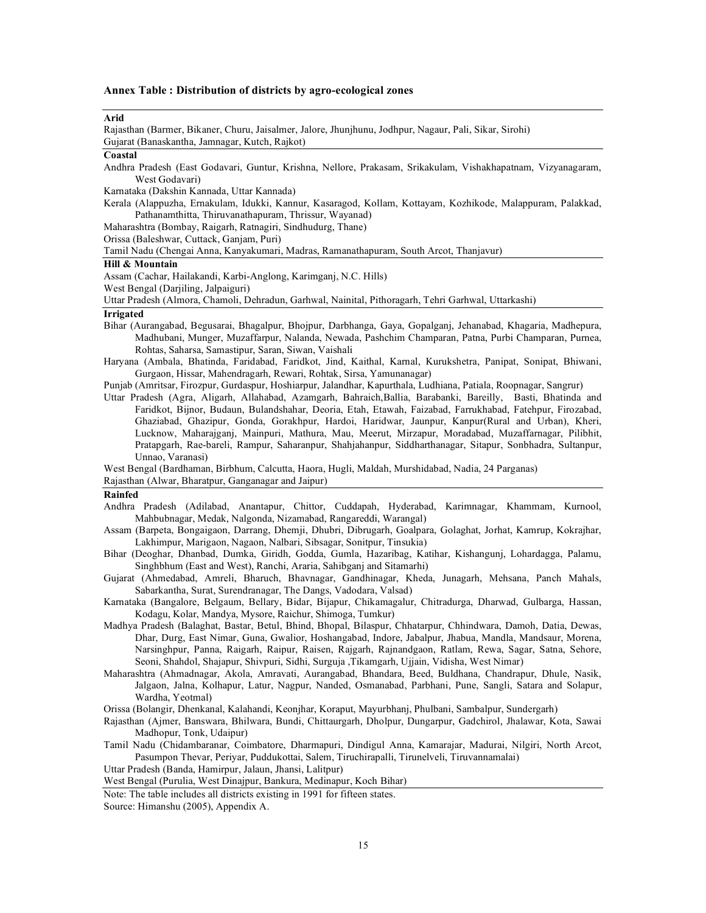**Annex Table : Distribution of districts by agro-ecological zones**

**Arid**

Rajasthan (Barmer, Bikaner, Churu, Jaisalmer, Jalore, Jhunjhunu, Jodhpur, Nagaur, Pali, Sikar, Sirohi)

Gujarat (Banaskantha, Jamnagar, Kutch, Rajkot)

**Coastal**

Andhra Pradesh (East Godavari, Guntur, Krishna, Nellore, Prakasam, Srikakulam, Vishakhapatnam, Vizyanagaram, West Godavari)

Karnataka (Dakshin Kannada, Uttar Kannada)

Kerala (Alappuzha, Ernakulam, Idukki, Kannur, Kasaragod, Kollam, Kottayam, Kozhikode, Malappuram, Palakkad, Pathanamthitta, Thiruvanathapuram, Thrissur, Wayanad)

Maharashtra (Bombay, Raigarh, Ratnagiri, Sindhudurg, Thane)

Orissa (Baleshwar, Cuttack, Ganjam, Puri)

Tamil Nadu (Chengai Anna, Kanyakumari, Madras, Ramanathapuram, South Arcot, Thanjavur)

**Hill & Mountain**

Assam (Cachar, Hailakandi, Karbi-Anglong, Karimganj, N.C. Hills)

West Bengal (Darjiling, Jalpaiguri)

Uttar Pradesh (Almora, Chamoli, Dehradun, Garhwal, Nainital, Pithoragarh, Tehri Garhwal, Uttarkashi)

**Irrigated**

Bihar (Aurangabad, Begusarai, Bhagalpur, Bhojpur, Darbhanga, Gaya, Gopalganj, Jehanabad, Khagaria, Madhepura, Madhubani, Munger, Muzaffarpur, Nalanda, Newada, Pashchim Champaran, Patna, Purbi Champaran, Purnea, Rohtas, Saharsa, Samastipur, Saran, Siwan, Vaishali

Haryana (Ambala, Bhatinda, Faridabad, Faridkot, Jind, Kaithal, Karnal, Kurukshetra, Panipat, Sonipat, Bhiwani, Gurgaon, Hissar, Mahendragarh, Rewari, Rohtak, Sirsa, Yamunanagar)

Punjab (Amritsar, Firozpur, Gurdaspur, Hoshiarpur, Jalandhar, Kapurthala, Ludhiana, Patiala, Roopnagar, Sangrur)

Uttar Pradesh (Agra, Aligarh, Allahabad, Azamgarh, Bahraich,Ballia, Barabanki, Bareilly, Basti, Bhatinda and Faridkot, Bijnor, Budaun, Bulandshahar, Deoria, Etah, Etawah, Faizabad, Farrukhabad, Fatehpur, Firozabad, Ghaziabad, Ghazipur, Gonda, Gorakhpur, Hardoi, Haridwar, Jaunpur, Kanpur(Rural and Urban), Kheri, Lucknow, Maharajganj, Mainpuri, Mathura, Mau, Meerut, Mirzapur, Moradabad, Muzaffarnagar, Pilibhit, Pratapgarh, Rae-bareli, Rampur, Saharanpur, Shahjahanpur, Siddharthanagar, Sitapur, Sonbhadra, Sultanpur, Unnao, Varanasi)

West Bengal (Bardhaman, Birbhum, Calcutta, Haora, Hugli, Maldah, Murshidabad, Nadia, 24 Parganas)

Rajasthan (Alwar, Bharatpur, Ganganagar and Jaipur)

**Rainfed**

Andhra Pradesh (Adilabad, Anantapur, Chittor, Cuddapah, Hyderabad, Karimnagar, Khammam, Kurnool, Mahbubnagar, Medak, Nalgonda, Nizamabad, Rangareddi, Warangal)

Assam (Barpeta, Bongaigaon, Darrang, Dhemji, Dhubri, Dibrugarh, Goalpara, Golaghat, Jorhat, Kamrup, Kokrajhar, Lakhimpur, Marigaon, Nagaon, Nalbari, Sibsagar, Sonitpur, Tinsukia)

Bihar (Deoghar, Dhanbad, Dumka, Giridh, Godda, Gumla, Hazaribag, Katihar, Kishangunj, Lohardagga, Palamu, Singhbhum (East and West), Ranchi, Araria, Sahibganj and Sitamarhi)

Gujarat (Ahmedabad, Amreli, Bharuch, Bhavnagar, Gandhinagar, Kheda, Junagarh, Mehsana, Panch Mahals, Sabarkantha, Surat, Surendranagar, The Dangs, Vadodara, Valsad)

Karnataka (Bangalore, Belgaum, Bellary, Bidar, Bijapur, Chikamagalur, Chitradurga, Dharwad, Gulbarga, Hassan, Kodagu, Kolar, Mandya, Mysore, Raichur, Shimoga, Tumkur)

Madhya Pradesh (Balaghat, Bastar, Betul, Bhind, Bhopal, Bilaspur, Chhatarpur, Chhindwara, Damoh, Datia, Dewas, Dhar, Durg, East Nimar, Guna, Gwalior, Hoshangabad, Indore, Jabalpur, Jhabua, Mandla, Mandsaur, Morena, Narsinghpur, Panna, Raigarh, Raipur, Raisen, Rajgarh, Rajnandgaon, Ratlam, Rewa, Sagar, Satna, Sehore, Seoni, Shahdol, Shajapur, Shivpuri, Sidhi, Surguja ,Tikamgarh, Ujjain, Vidisha, West Nimar)

Maharashtra (Ahmadnagar, Akola, Amravati, Aurangabad, Bhandara, Beed, Buldhana, Chandrapur, Dhule, Nasik, Jalgaon, Jalna, Kolhapur, Latur, Nagpur, Nanded, Osmanabad, Parbhani, Pune, Sangli, Satara and Solapur, Wardha, Yeotmal)

Orissa (Bolangir, Dhenkanal, Kalahandi, Keonjhar, Koraput, Mayurbhanj, Phulbani, Sambalpur, Sundergarh)

Rajasthan (Ajmer, Banswara, Bhilwara, Bundi, Chittaurgarh, Dholpur, Dungarpur, Gadchirol, Jhalawar, Kota, Sawai Madhopur, Tonk, Udaipur)

Tamil Nadu (Chidambaranar, Coimbatore, Dharmapuri, Dindigul Anna, Kamarajar, Madurai, Nilgiri, North Arcot, Pasumpon Thevar, Periyar, Puddukottai, Salem, Tiruchirapalli, Tirunelveli, Tiruvannamalai)

Uttar Pradesh (Banda, Hamirpur, Jalaun, Jhansi, Lalitpur)

West Bengal (Purulia, West Dinajpur, Bankura, Medinapur, Koch Bihar)

Note: The table includes all districts existing in 1991 for fifteen states.

Source: Himanshu (2005), Appendix A.